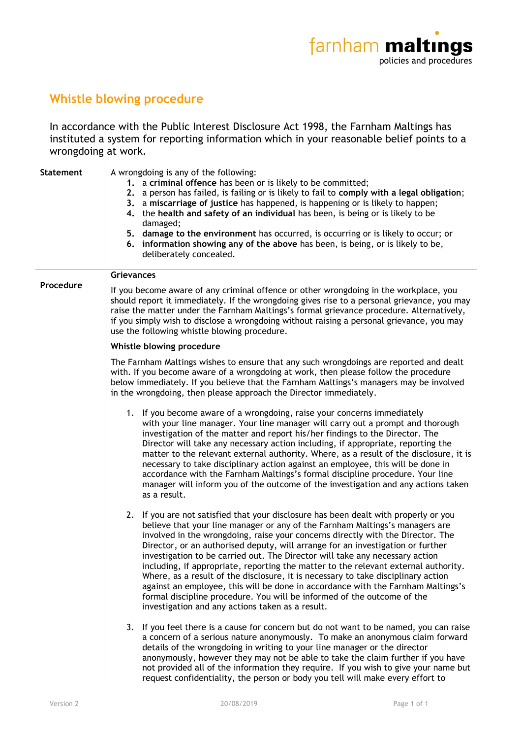# Whistle blowing procedure

In accordance with the Public Interest Disclosure Act 1998, the Farnham Maltings has instituted a system for reporting information which in your reasonable belief points to a wrongdoing at work.

## Statement

A wrongdoing is any of the following:

1. a **criminal offence** has been or is likely to be committed;
2. a person has failed, is failing or is likely to fail to **comply with a legal obligation**;
3. a **miscarriage of justice** has happened, is happening or is likely to happen;
4. the **health and safety of an individual** has been, is being or is likely to be damaged;
5. **damage to the environment** has occurred, is occurring or is likely to occur; or
6. **information showing any of the above** has been, is being, or is likely to be, deliberately concealed.

## Procedure

### Grievances

If you become aware of any criminal offence or other wrongdoing in the workplace, you should report it immediately. If the wrongdoing gives rise to a personal grievance, you may raise the matter under the Farnham Maltings's formal grievance procedure. Alternatively, if you simply wish to disclose a wrongdoing without raising a personal grievance, you may use the following whistle blowing procedure.

### Whistle blowing procedure

The Farnham Maltings wishes to ensure that any such wrongdoings are reported and dealt with. If you become aware of a wrongdoing at work, then please follow the procedure below immediately. If you believe that the Farnham Maltings's managers may be involved in the wrongdoing, then please approach the Director immediately.

1. If you become aware of a wrongdoing, raise your concerns immediately with your line manager. Your line manager will carry out a prompt and thorough investigation of the matter and report his/her findings to the Director. The Director will take any necessary action including, if appropriate, reporting the matter to the relevant external authority. Where, as a result of the disclosure, it is necessary to take disciplinary action against an employee, this will be done in accordance with the Farnham Maltings's formal discipline procedure. Your line manager will inform you of the outcome of the investigation and any actions taken as a result.

2. If you are not satisfied that your disclosure has been dealt with properly or you believe that your line manager or any of the Farnham Maltings's managers are involved in the wrongdoing, raise your concerns directly with the Director. The Director, or an authorised deputy, will arrange for an investigation or further investigation to be carried out. The Director will take any necessary action including, if appropriate, reporting the matter to the relevant external authority. Where, as a result of the disclosure, it is necessary to take disciplinary action against an employee, this will be done in accordance with the Farnham Maltings's formal discipline procedure. You will be informed of the outcome of the investigation and any actions taken as a result.

3. If you feel there is a cause for concern but do not want to be named, you can raise a concern of a serious nature anonymously. To make an anonymous claim forward details of the wrongdoing in writing to your line manager or the director anonymously, however they may not be able to take the claim further if you have not provided all of the information they require. If you wish to give your name but request confidentiality, the person or body you tell will make every effort to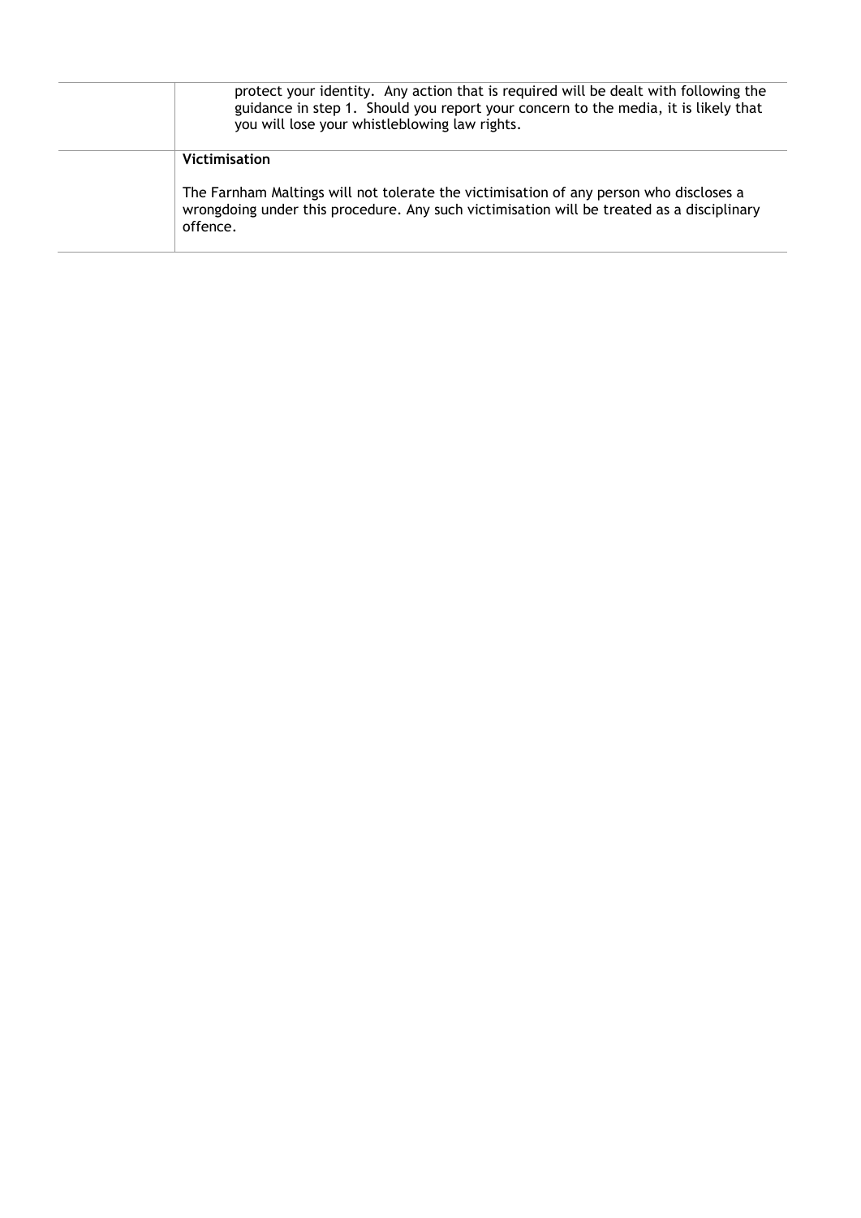| | |
|---|---|
| | protect your identity. Any action that is required will be dealt with following the guidance in step 1. Should you report your concern to the media, it is likely that you will lose your whistleblowing law rights. |
| | **Victimisation**<br><br>The Farnham Maltings will not tolerate the victimisation of any person who discloses a wrongdoing under this procedure. Any such victimisation will be treated as a disciplinary offence. |